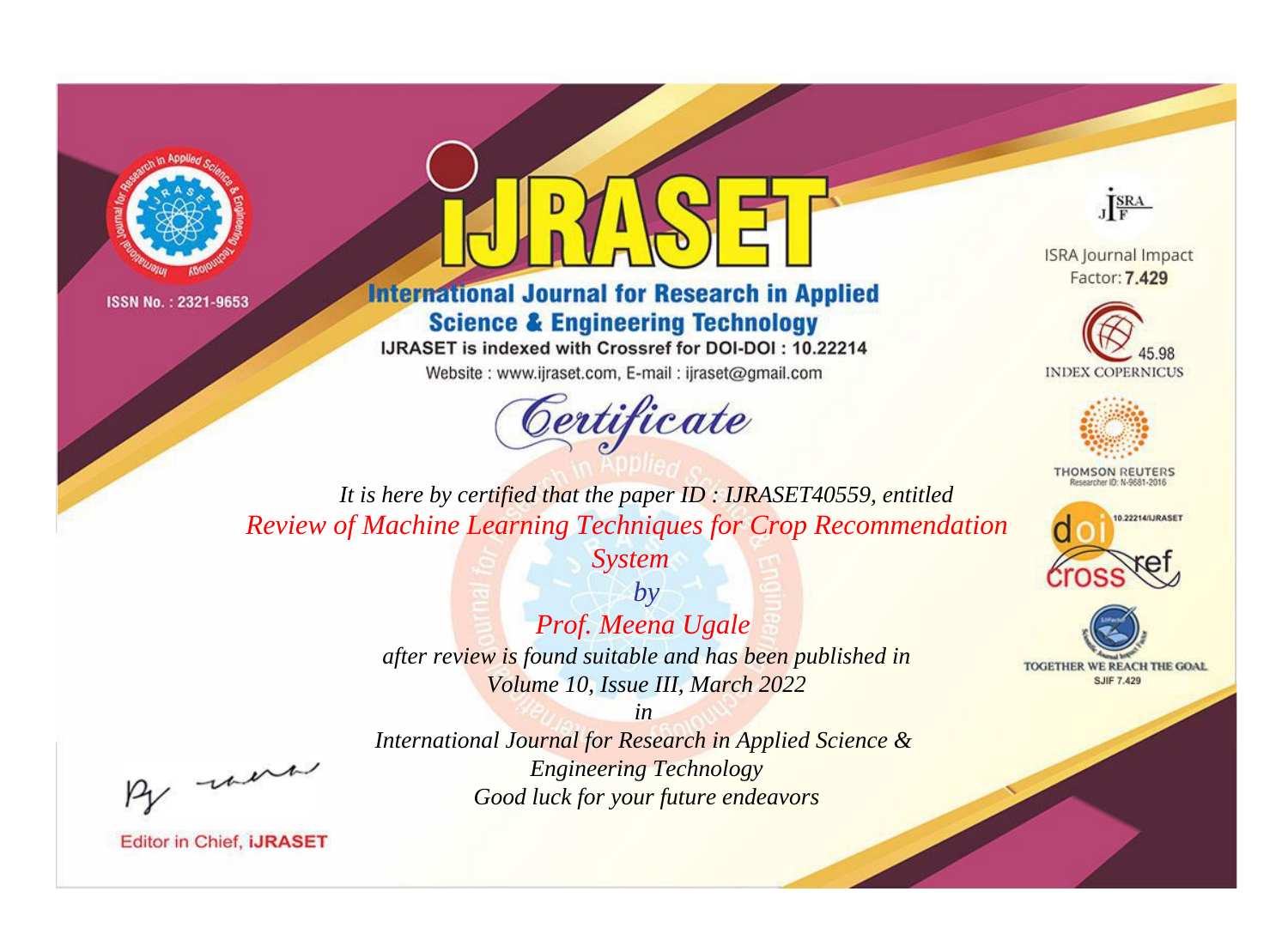ISSN No. : 2321-9653

# IJRASET

## International Journal for Research in Applied Science & Engineering Technology

IJRASET is indexed with Crossref for DOI-DOI : 10.22214

Website : www.ijraset.com, E-mail : ijraset@gmail.com

ISRA Journal Impact Factor: **7.429**

45.98 INDEX COPERNICUS

THOMSON REUTERS Researcher ID: N-9681-2016

10.22214/IJRASET

TOGETHER WE REACH THE GOAL SJIF 7.429

# *Certificate*

*It is here by certified that the paper ID : IJRASET40559, entitled*

*Review of Machine Learning Techniques for Crop Recommendation System*

*by*

*Prof. Meena Ugale*

*after review is found suitable and has been published in*
*Volume 10, Issue III, March 2022*

*in*

*International Journal for Research in Applied Science & Engineering Technology*
*Good luck for your future endeavors*

Editor in Chief, **iJRASET**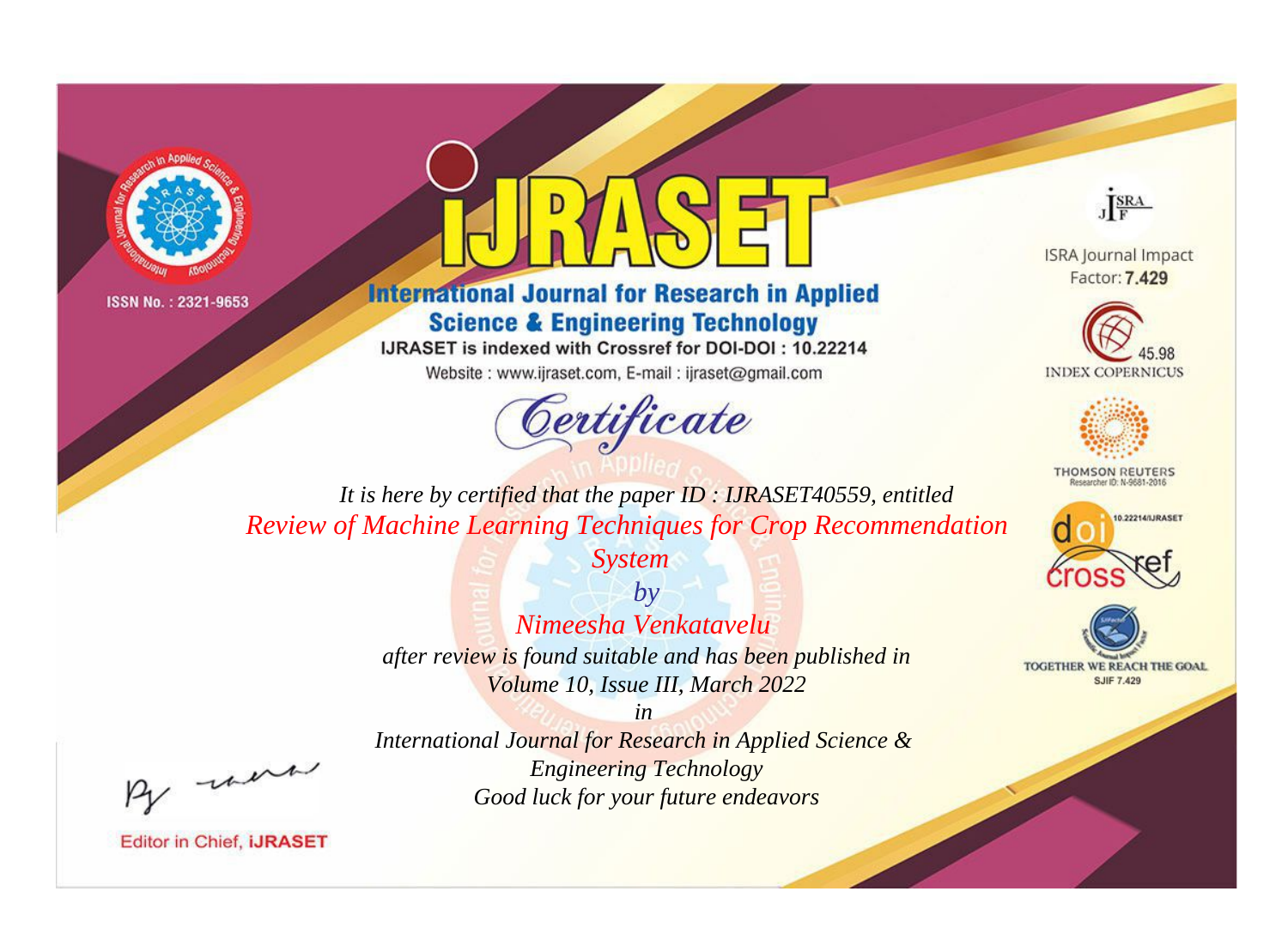ISSN No. : 2321-9653

# iJRASET

## International Journal for Research in Applied Science & Engineering Technology

IJRASET is indexed with Crossref for DOI-DOI : 10.22214

Website : www.ijraset.com, E-mail : ijraset@gmail.com

*Certificate*

ISRA Journal Impact Factor: **7.429**

45.98 INDEX COPERNICUS

THOMSON REUTERS Researcher ID: N-9681-2016

10.22214/IJRASET

TOGETHER WE REACH THE GOAL SJIF 7.429

*It is here by certified that the paper ID : IJRASET40559, entitled*

*Review of Machine Learning Techniques for Crop Recommendation System*

*by*

*Nimeesha Venkatavelu*

*after review is found suitable and has been published in*

*Volume 10, Issue III, March 2022*

*in*

*International Journal for Research in Applied Science & Engineering Technology*

*Good luck for your future endeavors*

Editor in Chief, iJRASET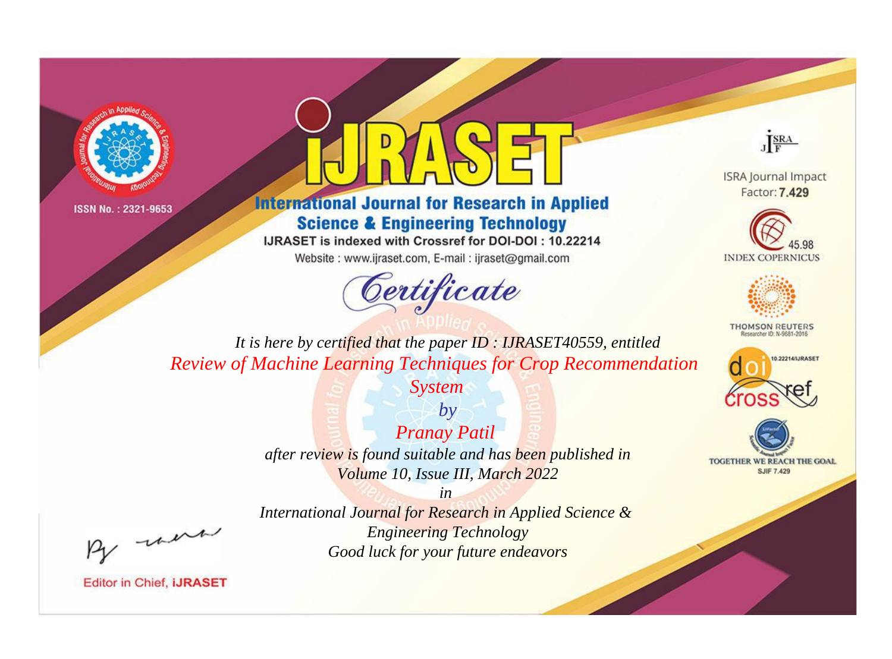ISSN No. : 2321-9653

# IJRASET

## International Journal for Research in Applied Science & Engineering Technology

IJRASET is indexed with Crossref for DOI-DOI : 10.22214

Website : www.ijraset.com, E-mail : ijraset@gmail.com

ISRA Journal Impact Factor: **7.429**

45.98 INDEX COPERNICUS

THOMSON REUTERS Researcher ID: N-9681-2016

10.22214/IJRASET

TOGETHER WE REACH THE GOAL SJIF 7.429

# *Certificate*

*It is here by certified that the paper ID : IJRASET40559, entitled*

*Review of Machine Learning Techniques for Crop Recommendation System*

*by*

*Pranay Patil*

*after review is found suitable and has been published in*

*Volume 10, Issue III, March 2022*

*in*

*International Journal for Research in Applied Science & Engineering Technology*

*Good luck for your future endeavors*

Editor in Chief, **iJRASET**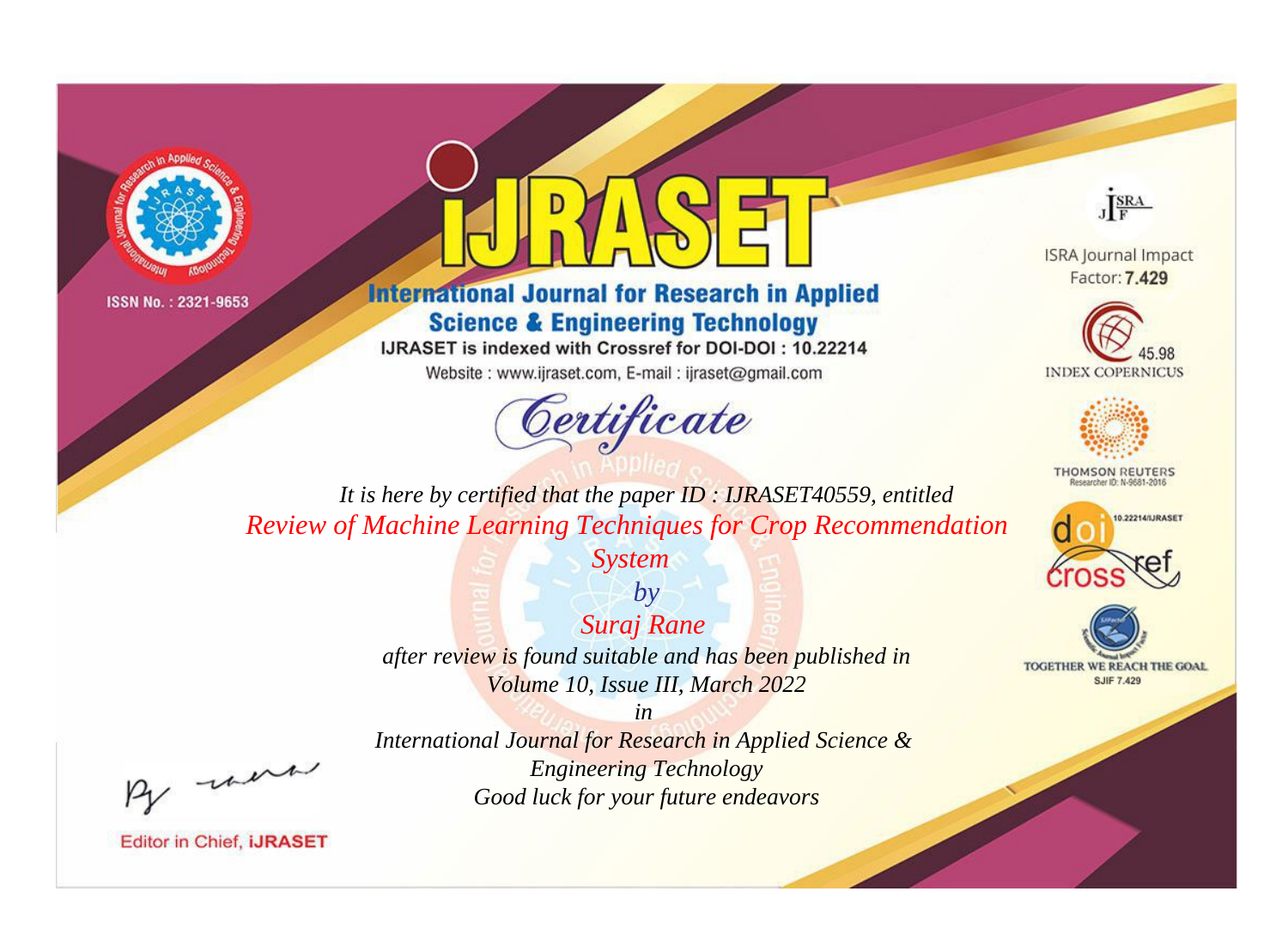ISSN No. : 2321-9653

# IJRASET

## International Journal for Research in Applied Science & Engineering Technology

IJRASET is indexed with Crossref for DOI-DOI : 10.22214

Website : www.ijraset.com, E-mail : ijraset@gmail.com

*Certificate*

*It is here by certified that the paper ID : IJRASET40559, entitled*

*Review of Machine Learning Techniques for Crop Recommendation System*

*by*

*Suraj Rane*

*after review is found suitable and has been published in*

*Volume 10, Issue III, March 2022*

*in*

*International Journal for Research in Applied Science & Engineering Technology*

*Good luck for your future endeavors*

ISRA Journal Impact Factor: **7.429**

45.98 INDEX COPERNICUS

THOMSON REUTERS
Researcher ID: N-9681-2016

10.22214/IJRASET

TOGETHER WE REACH THE GOAL
SJIF 7.429

Editor in Chief, **IJRASET**